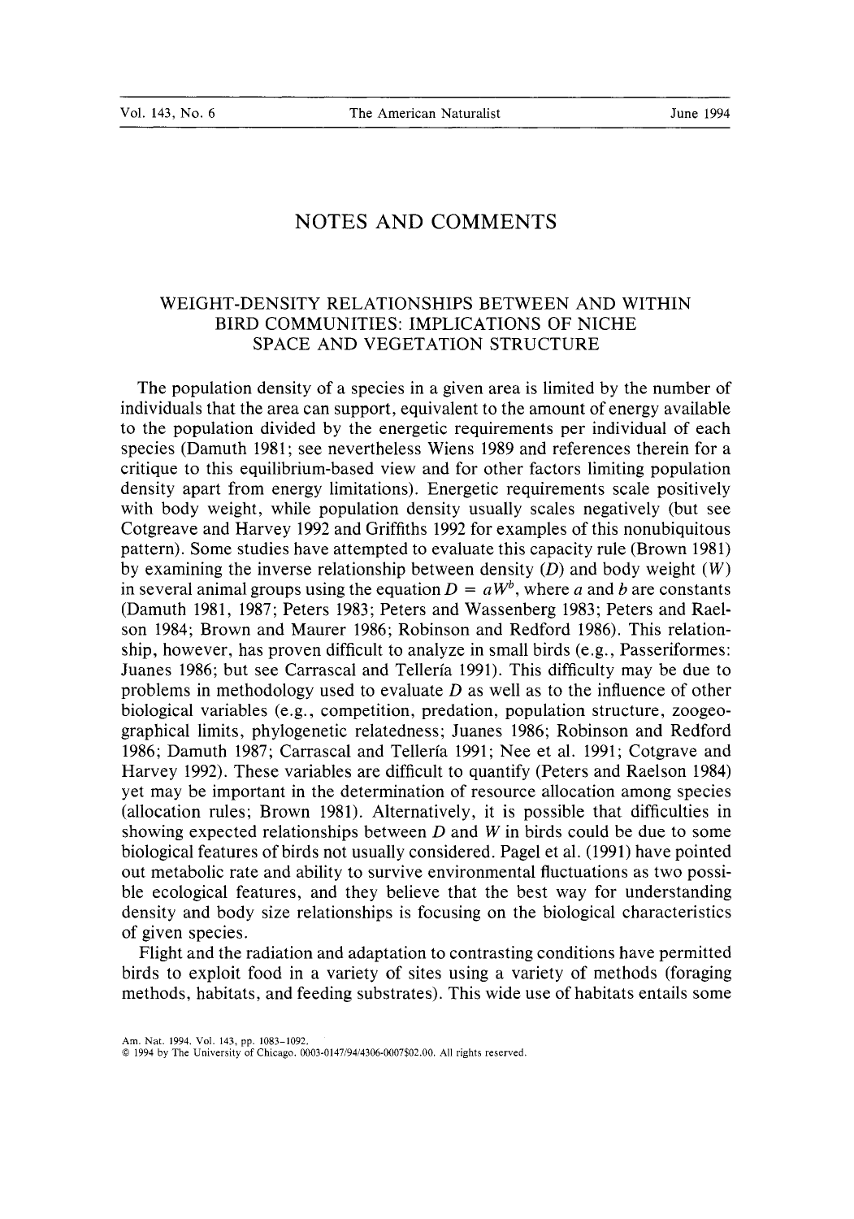# NOTES AND COMMENTS

## WEIGHT-DENSITY RELATIONSHIPS BETWEEN AND WITHIN BIRD COMMUNITIES: IMPLICATIONS OF NICHE SPACE AND VEGETATION STRUCTURE

The population density of a species in a given area is limited by the number of individuals that the area can support, equivalent to the amount of energy available to the population divided by the energetic requirements per individual of each species (Damuth 1981; see nevertheless Wiens 1989 and references therein for a critique to this equilibrium-based view and for other factors limiting population density apart from energy limitations). Energetic requirements scale positively with body weight, while population density usually scales negatively (but see Cotgreave and Harvey 1992 and Griffiths 1992 for examples of this nonubiquitous pattern). Some studies have attempted to evaluate this capacity rule (Brown 1981) by examining the inverse relationship between density ($D$) and body weight ($W$) in several animal groups using the equation $D = aW^b$, where $a$ and $b$ are constants (Damuth 1981, 1987; Peters 1983; Peters and Wassenberg 1983; Peters and Raelson 1984; Brown and Maurer 1986; Robinson and Redford 1986). This relationship, however, has proven difficult to analyze in small birds (e.g., Passeriformes: Juanes 1986; but see Carrascal and Tellería 1991). This difficulty may be due to problems in methodology used to evaluate $D$ as well as to the influence of other biological variables (e.g., competition, predation, population structure, zoogeographical limits, phylogenetic relatedness; Juanes 1986; Robinson and Redford 1986; Damuth 1987; Carrascal and Tellería 1991; Nee et al. 1991; Cotgrave and Harvey 1992). These variables are difficult to quantify (Peters and Raelson 1984) yet may be important in the determination of resource allocation among species (allocation rules; Brown 1981). Alternatively, it is possible that difficulties in showing expected relationships between $D$ and $W$ in birds could be due to some biological features of birds not usually considered. Pagel et al. (1991) have pointed out metabolic rate and ability to survive environmental fluctuations as two possible ecological features, and they believe that the best way for understanding density and body size relationships is focusing on the biological characteristics of given species.

Flight and the radiation and adaptation to contrasting conditions have permitted birds to exploit food in a variety of sites using a variety of methods (foraging methods, habitats, and feeding substrates). This wide use of habitats entails some

Am. Nat. 1994. Vol. 143, pp. 1083–1092.
© 1994 by The University of Chicago. 0003-0147/94/4306-0007$02.00. All rights reserved.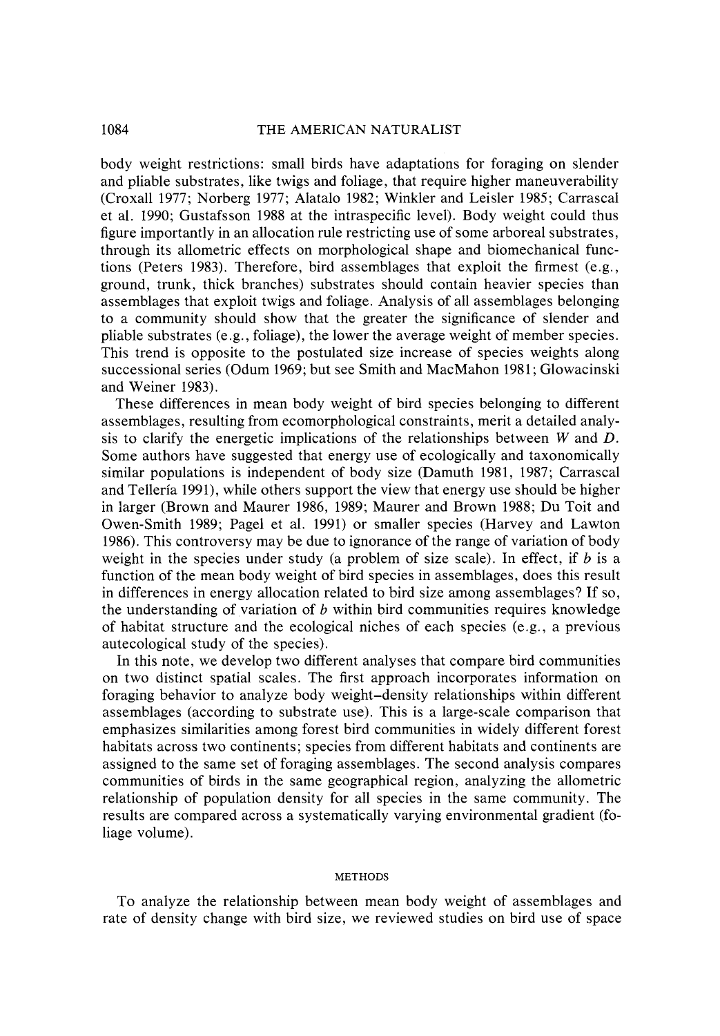body weight restrictions: small birds have adaptations for foraging on slender and pliable substrates, like twigs and foliage, that require higher maneuverability (Croxall 1977; Norberg 1977; Alatalo 1982; Winkler and Leisler 1985; Carrascal et al. 1990; Gustafsson 1988 at the intraspecific level). Body weight could thus figure importantly in an allocation rule restricting use of some arboreal substrates, through its allometric effects on morphological shape and biomechanical functions (Peters 1983). Therefore, bird assemblages that exploit the firmest (e.g., ground, trunk, thick branches) substrates should contain heavier species than assemblages that exploit twigs and foliage. Analysis of all assemblages belonging to a community should show that the greater the significance of slender and pliable substrates (e.g., foliage), the lower the average weight of member species. This trend is opposite to the postulated size increase of species weights along successional series (Odum 1969; but see Smith and MacMahon 1981; Glowacinski and Weiner 1983).

These differences in mean body weight of bird species belonging to different assemblages, resulting from ecomorphological constraints, merit a detailed analysis to clarify the energetic implications of the relationships between $W$ and $D$. Some authors have suggested that energy use of ecologically and taxonomically similar populations is independent of body size (Damuth 1981, 1987; Carrascal and Tellería 1991), while others support the view that energy use should be higher in larger (Brown and Maurer 1986, 1989; Maurer and Brown 1988; Du Toit and Owen-Smith 1989; Pagel et al. 1991) or smaller species (Harvey and Lawton 1986). This controversy may be due to ignorance of the range of variation of body weight in the species under study (a problem of size scale). In effect, if $b$ is a function of the mean body weight of bird species in assemblages, does this result in differences in energy allocation related to bird size among assemblages? If so, the understanding of variation of $b$ within bird communities requires knowledge of habitat structure and the ecological niches of each species (e.g., a previous autecological study of the species).

In this note, we develop two different analyses that compare bird communities on two distinct spatial scales. The first approach incorporates information on foraging behavior to analyze body weight–density relationships within different assemblages (according to substrate use). This is a large-scale comparison that emphasizes similarities among forest bird communities in widely different forest habitats across two continents; species from different habitats and continents are assigned to the same set of foraging assemblages. The second analysis compares communities of birds in the same geographical region, analyzing the allometric relationship of population density for all species in the same community. The results are compared across a systematically varying environmental gradient (foliage volume).

## METHODS

To analyze the relationship between mean body weight of assemblages and rate of density change with bird size, we reviewed studies on bird use of space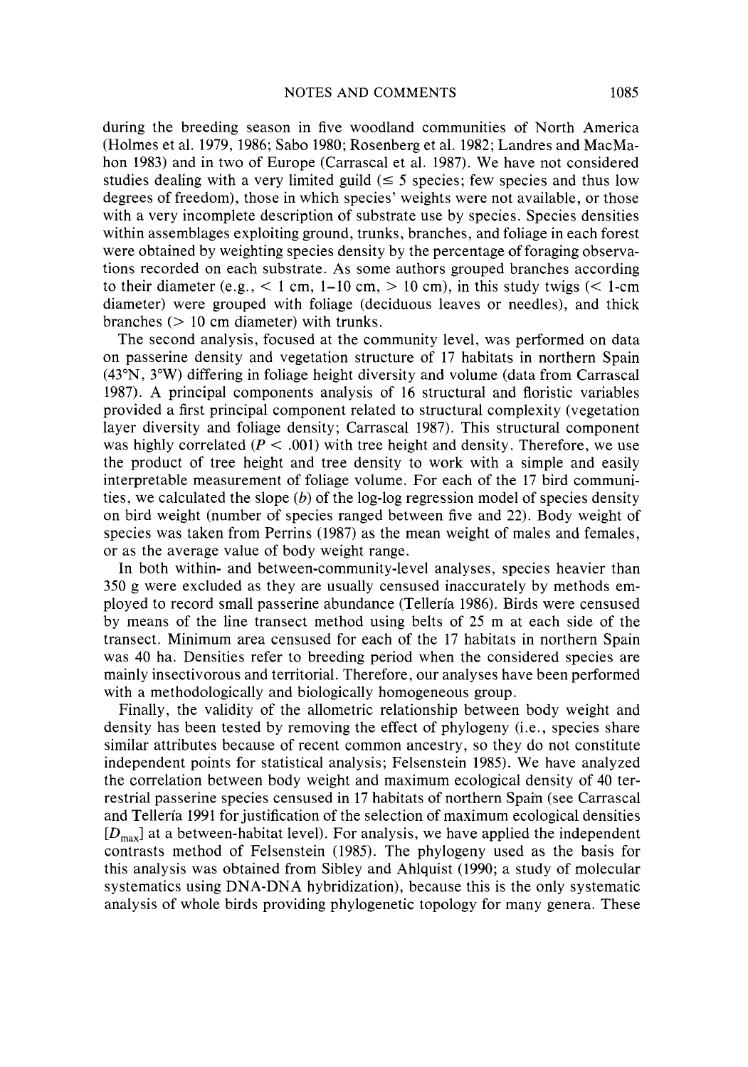during the breeding season in five woodland communities of North America (Holmes et al. 1979, 1986; Sabo 1980; Rosenberg et al. 1982; Landres and MacMahon 1983) and in two of Europe (Carrascal et al. 1987). We have not considered studies dealing with a very limited guild (≤ 5 species; few species and thus low degrees of freedom), those in which species' weights were not available, or those with a very incomplete description of substrate use by species. Species densities within assemblages exploiting ground, trunks, branches, and foliage in each forest were obtained by weighting species density by the percentage of foraging observations recorded on each substrate. As some authors grouped branches according to their diameter (e.g., < 1 cm, 1–10 cm, > 10 cm), in this study twigs (< 1-cm diameter) were grouped with foliage (deciduous leaves or needles), and thick branches (> 10 cm diameter) with trunks.

The second analysis, focused at the community level, was performed on data on passerine density and vegetation structure of 17 habitats in northern Spain (43°N, 3°W) differing in foliage height diversity and volume (data from Carrascal 1987). A principal components analysis of 16 structural and floristic variables provided a first principal component related to structural complexity (vegetation layer diversity and foliage density; Carrascal 1987). This structural component was highly correlated ($P < .001$) with tree height and density. Therefore, we use the product of tree height and tree density to work with a simple and easily interpretable measurement of foliage volume. For each of the 17 bird communities, we calculated the slope ($b$) of the log-log regression model of species density on bird weight (number of species ranged between five and 22). Body weight of species was taken from Perrins (1987) as the mean weight of males and females, or as the average value of body weight range.

In both within- and between-community-level analyses, species heavier than 350 g were excluded as they are usually censused inaccurately by methods employed to record small passerine abundance (Tellería 1986). Birds were censused by means of the line transect method using belts of 25 m at each side of the transect. Minimum area censused for each of the 17 habitats in northern Spain was 40 ha. Densities refer to breeding period when the considered species are mainly insectivorous and territorial. Therefore, our analyses have been performed with a methodologically and biologically homogeneous group.

Finally, the validity of the allometric relationship between body weight and density has been tested by removing the effect of phylogeny (i.e., species share similar attributes because of recent common ancestry, so they do not constitute independent points for statistical analysis; Felsenstein 1985). We have analyzed the correlation between body weight and maximum ecological density of 40 terrestrial passerine species censused in 17 habitats of northern Spain (see Carrascal and Tellería 1991 for justification of the selection of maximum ecological densities [$D_{max}$] at a between-habitat level). For analysis, we have applied the independent contrasts method of Felsenstein (1985). The phylogeny used as the basis for this analysis was obtained from Sibley and Ahlquist (1990; a study of molecular systematics using DNA-DNA hybridization), because this is the only systematic analysis of whole birds providing phylogenetic topology for many genera. These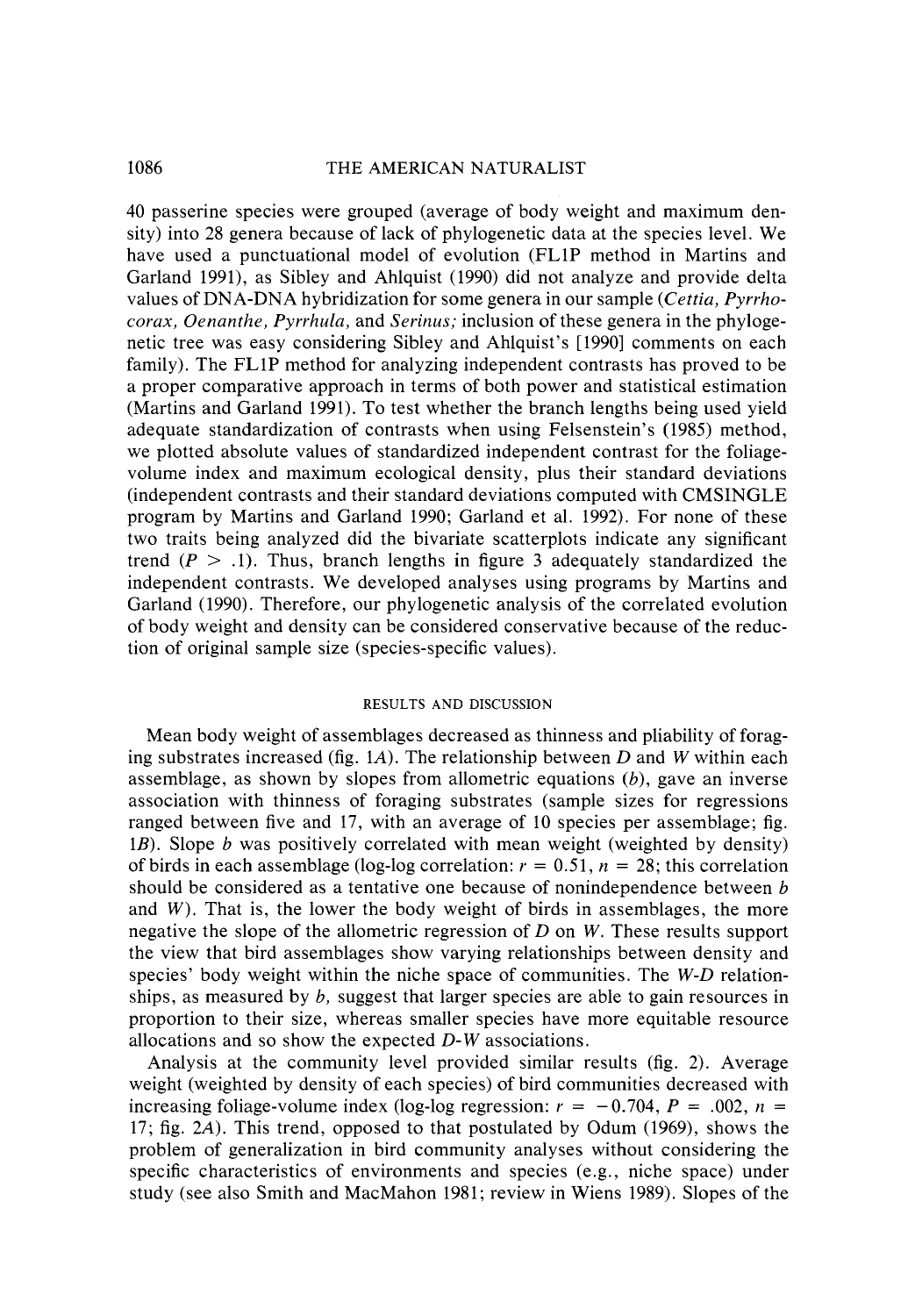40 passerine species were grouped (average of body weight and maximum density) into 28 genera because of lack of phylogenetic data at the species level. We have used a punctuational model of evolution (FL1P method in Martins and Garland 1991), as Sibley and Ahlquist (1990) did not analyze and provide delta values of DNA-DNA hybridization for some genera in our sample (*Cettia, Pyrrhocorax, Oenanthe, Pyrrhula,* and *Serinus;* inclusion of these genera in the phylogenetic tree was easy considering Sibley and Ahlquist's [1990] comments on each family). The FL1P method for analyzing independent contrasts has proved to be a proper comparative approach in terms of both power and statistical estimation (Martins and Garland 1991). To test whether the branch lengths being used yield adequate standardization of contrasts when using Felsenstein's (1985) method, we plotted absolute values of standardized independent contrast for the foliage-volume index and maximum ecological density, plus their standard deviations (independent contrasts and their standard deviations computed with CMSINGLE program by Martins and Garland 1990; Garland et al. 1992). For none of these two traits being analyzed did the bivariate scatterplots indicate any significant trend ($P > .1$). Thus, branch lengths in figure 3 adequately standardized the independent contrasts. We developed analyses using programs by Martins and Garland (1990). Therefore, our phylogenetic analysis of the correlated evolution of body weight and density can be considered conservative because of the reduction of original sample size (species-specific values).

## RESULTS AND DISCUSSION

Mean body weight of assemblages decreased as thinness and pliability of foraging substrates increased (fig. 1*A*). The relationship between $D$ and $W$ within each assemblage, as shown by slopes from allometric equations ($b$), gave an inverse association with thinness of foraging substrates (sample sizes for regressions ranged between five and 17, with an average of 10 species per assemblage; fig. 1*B*). Slope $b$ was positively correlated with mean weight (weighted by density) of birds in each assemblage (log-log correlation: $r = 0.51$, $n = 28$; this correlation should be considered as a tentative one because of nonindependence between $b$ and $W$). That is, the lower the body weight of birds in assemblages, the more negative the slope of the allometric regression of $D$ on $W$. These results support the view that bird assemblages show varying relationships between density and species' body weight within the niche space of communities. The $W$-$D$ relationships, as measured by $b$, suggest that larger species are able to gain resources in proportion to their size, whereas smaller species have more equitable resource allocations and so show the expected $D$-$W$ associations.

Analysis at the community level provided similar results (fig. 2). Average weight (weighted by density of each species) of bird communities decreased with increasing foliage-volume index (log-log regression: $r = -0.704$, $P = .002$, $n = 17$; fig. 2*A*). This trend, opposed to that postulated by Odum (1969), shows the problem of generalization in bird community analyses without considering the specific characteristics of environments and species (e.g., niche space) under study (see also Smith and MacMahon 1981; review in Wiens 1989). Slopes of the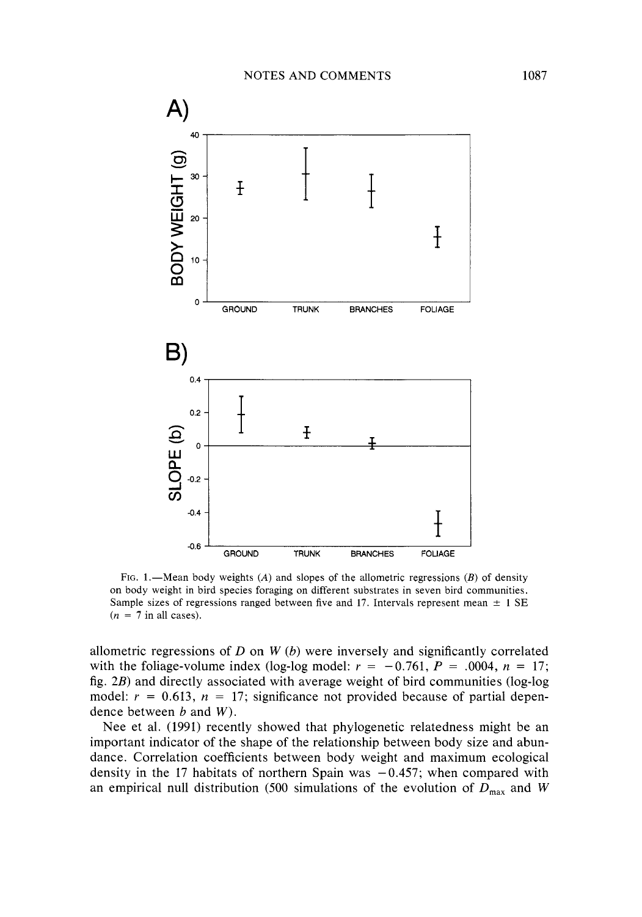A)

40

30

20

10

0

BODY WEIGHT (g)

GROUND TRUNK BRANCHES FOLIAGE

B)

0.4

0.2

0

-0.2

-0.4

-0.6

SLOPE (b)

GROUND TRUNK BRANCHES FOLIAGE

FIG. 1.—Mean body weights (*A*) and slopes of the allometric regressions (*B*) of density on body weight in bird species foraging on different substrates in seven bird communities. Sample sizes of regressions ranged between five and 17. Intervals represent mean ± 1 SE ($n$ = 7 in all cases).

allometric regressions of $D$ on $W$ ($b$) were inversely and significantly correlated with the foliage-volume index (log-log model: $r = -0.761$, $P = .0004$, $n = 17$; fig. 2*B*) and directly associated with average weight of bird communities (log-log model: $r = 0.613$, $n = 17$; significance not provided because of partial dependence between $b$ and $W$).

Nee et al. (1991) recently showed that phylogenetic relatedness might be an important indicator of the shape of the relationship between body size and abundance. Correlation coefficients between body weight and maximum ecological density in the 17 habitats of northern Spain was $-0.457$; when compared with an empirical null distribution (500 simulations of the evolution of $D_{max}$ and $W$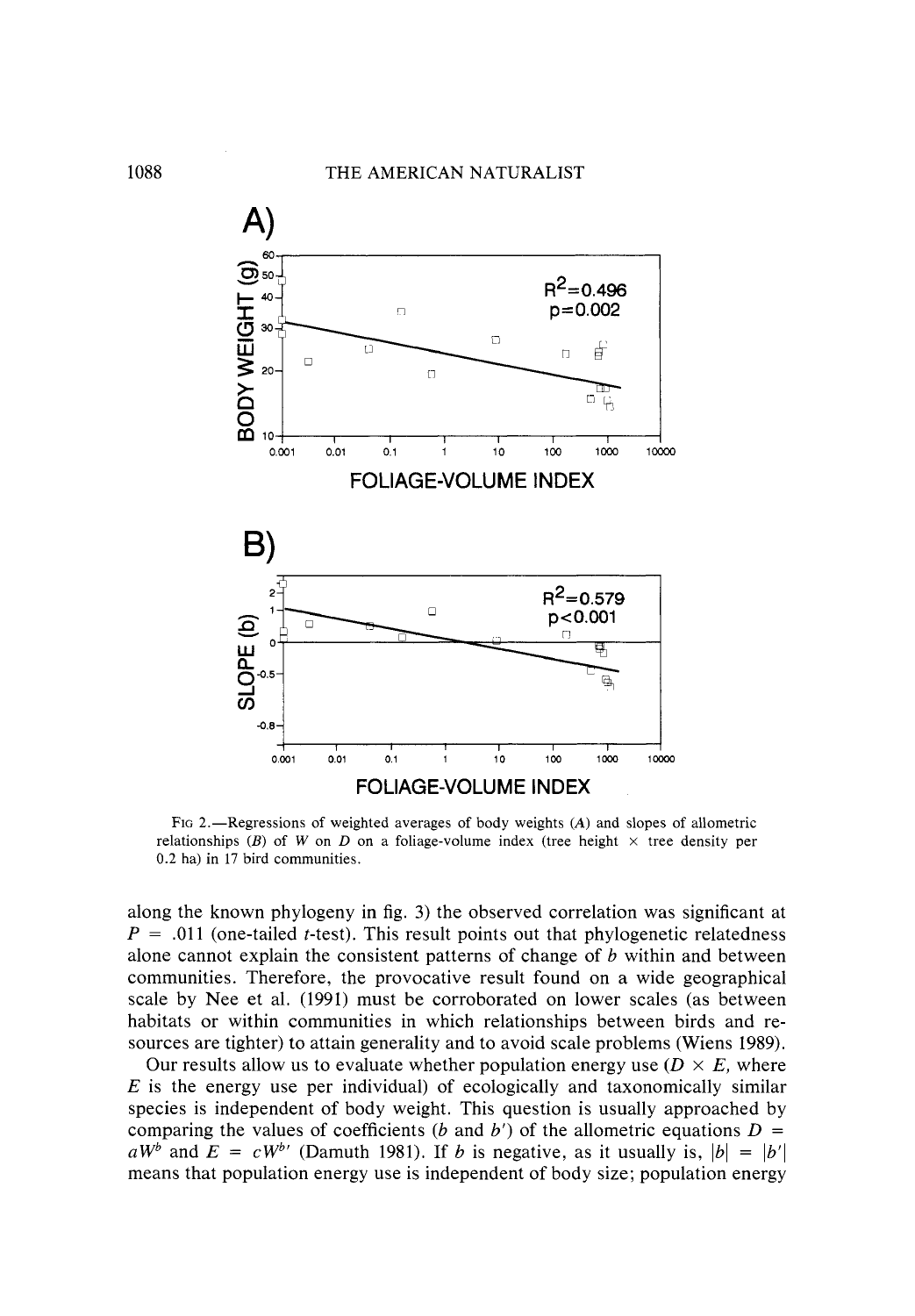FIG 2.—Regressions of weighted averages of body weights (*A*) and slopes of allometric relationships (*B*) of *W* on *D* on a foliage-volume index (tree height × tree density per 0.2 ha) in 17 bird communities.

along the known phylogeny in fig. 3) the observed correlation was significant at $P = .011$ (one-tailed *t*-test). This result points out that phylogenetic relatedness alone cannot explain the consistent patterns of change of *b* within and between communities. Therefore, the provocative result found on a wide geographical scale by Nee et al. (1991) must be corroborated on lower scales (as between habitats or within communities in which relationships between birds and resources are tighter) to attain generality and to avoid scale problems (Wiens 1989).

Our results allow us to evaluate whether population energy use ($D \times E$, where $E$ is the energy use per individual) of ecologically and taxonomically similar species is independent of body weight. This question is usually approached by comparing the values of coefficients ($b$ and $b'$) of the allometric equations $D = aW^b$ and $E = cW^{b'}$ (Damuth 1981). If $b$ is negative, as it usually is, $|b| = |b'|$ means that population energy use is independent of body size; population energy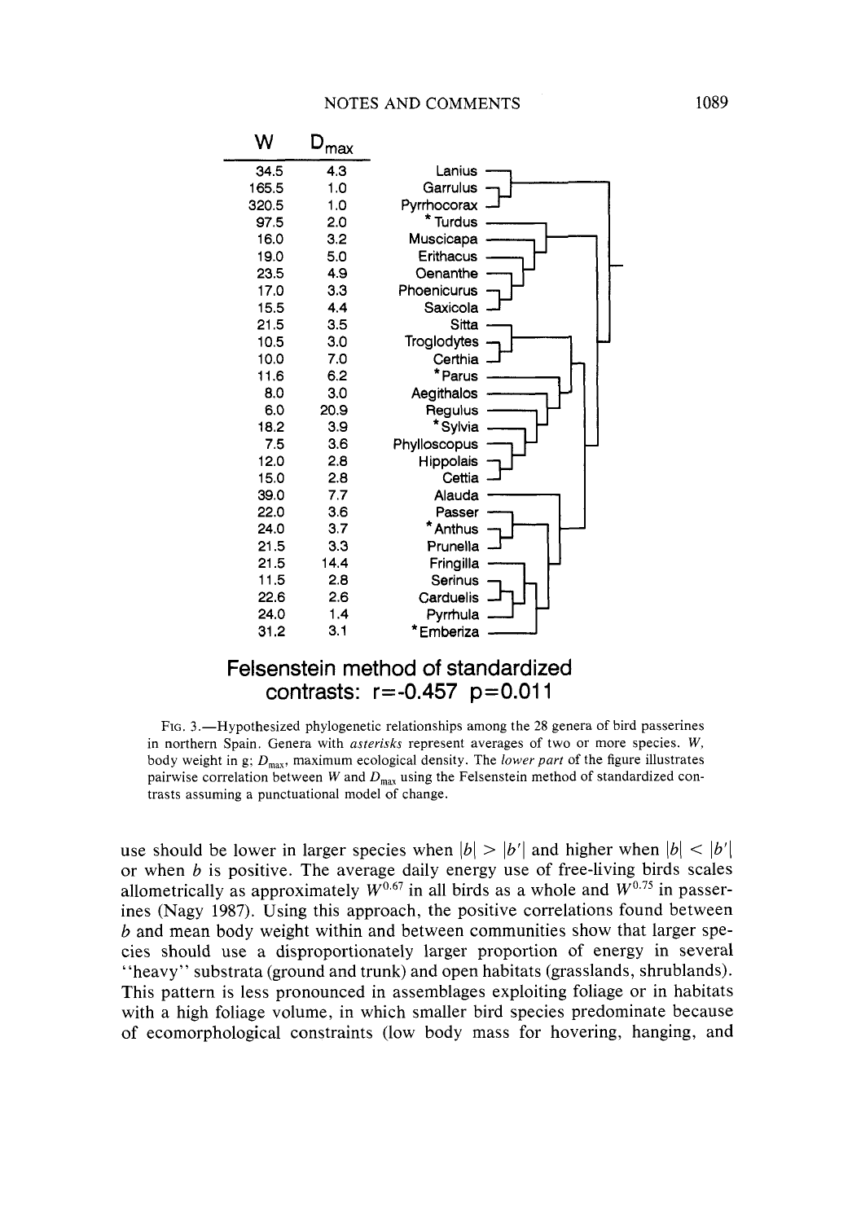| W | $D_{max}$ | |
|---|---|---|
| 34.5 | 4.3 | Lanius |
| 165.5 | 1.0 | Garrulus |
| 320.5 | 1.0 | Pyrrhocorax |
| 97.5 | 2.0 | *Turdus |
| 16.0 | 3.2 | Muscicapa |
| 19.0 | 5.0 | Erithacus |
| 23.5 | 4.9 | Oenanthe |
| 17.0 | 3.3 | Phoenicurus |
| 15.5 | 4.4 | Saxicola |
| 21.5 | 3.5 | Sitta |
| 10.5 | 3.0 | Troglodytes |
| 10.0 | 7.0 | Certhia |
| 11.6 | 6.2 | *Parus |
| 8.0 | 3.0 | Aegithalos |
| 6.0 | 20.9 | Regulus |
| 18.2 | 3.9 | *Sylvia |
| 7.5 | 3.6 | Phylloscopus |
| 12.0 | 2.8 | Hippolais |
| 15.0 | 2.8 | Cettia |
| 39.0 | 7.7 | Alauda |
| 22.0 | 3.6 | Passer |
| 24.0 | 3.7 | *Anthus |
| 21.5 | 3.3 | Prunella |
| 21.5 | 14.4 | Fringilla |
| 11.5 | 2.8 | Serinus |
| 22.6 | 2.6 | Carduelis |
| 24.0 | 1.4 | Pyrrhula |
| 31.2 | 3.1 | *Emberiza |

**Felsenstein method of standardized contrasts: r=-0.457 p=0.011**

FIG. 3.—Hypothesized phylogenetic relationships among the 28 genera of bird passerines in northern Spain. Genera with *asterisks* represent averages of two or more species. $W$, body weight in g; $D_{max}$, maximum ecological density. The *lower part* of the figure illustrates pairwise correlation between $W$ and $D_{max}$ using the Felsenstein method of standardized contrasts assuming a punctuational model of change.

use should be lower in larger species when $|b| > |b'|$ and higher when $|b| < |b'|$ or when $b$ is positive. The average daily energy use of free-living birds scales allometrically as approximately $W^{0.67}$ in all birds as a whole and $W^{0.75}$ in passerines (Nagy 1987). Using this approach, the positive correlations found between $b$ and mean body weight within and between communities show that larger species should use a disproportionately larger proportion of energy in several "heavy" substrata (ground and trunk) and open habitats (grasslands, shrublands). This pattern is less pronounced in assemblages exploiting foliage or in habitats with a high foliage volume, in which smaller bird species predominate because of ecomorphological constraints (low body mass for hovering, hanging, and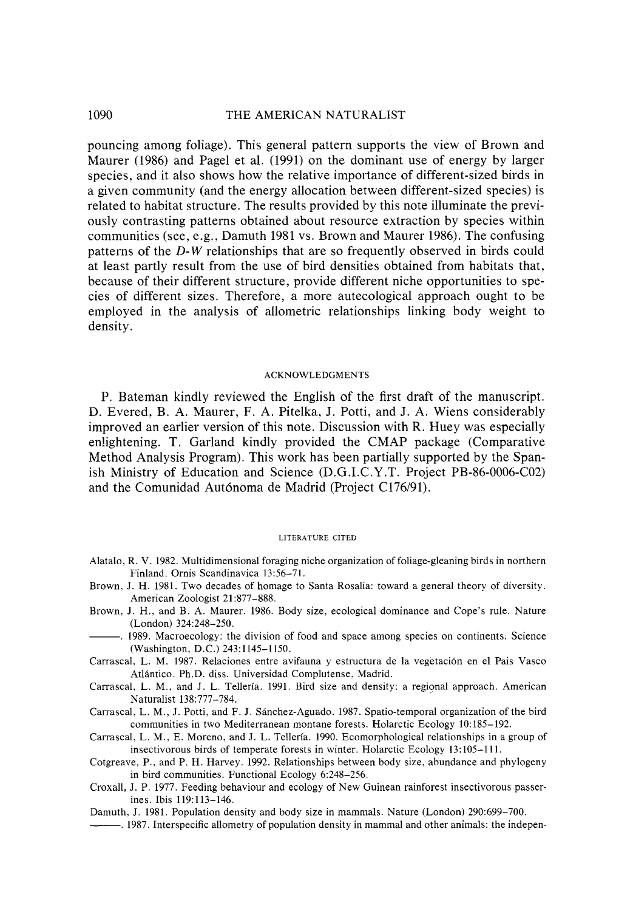pouncing among foliage). This general pattern supports the view of Brown and Maurer (1986) and Pagel et al. (1991) on the dominant use of energy by larger species, and it also shows how the relative importance of different-sized birds in a given community (and the energy allocation between different-sized species) is related to habitat structure. The results provided by this note illuminate the previously contrasting patterns obtained about resource extraction by species within communities (see, e.g., Damuth 1981 vs. Brown and Maurer 1986). The confusing patterns of the *D*-*W* relationships that are so frequently observed in birds could at least partly result from the use of bird densities obtained from habitats that, because of their different structure, provide different niche opportunities to species of different sizes. Therefore, a more autecological approach ought to be employed in the analysis of allometric relationships linking body weight to density.

## ACKNOWLEDGMENTS

P. Bateman kindly reviewed the English of the first draft of the manuscript. D. Evered, B. A. Maurer, F. A. Pitelka, J. Potti, and J. A. Wiens considerably improved an earlier version of this note. Discussion with R. Huey was especially enlightening. T. Garland kindly provided the CMAP package (Comparative Method Analysis Program). This work has been partially supported by the Spanish Ministry of Education and Science (D.G.I.C.Y.T. Project PB-86-0006-C02) and the Comunidad Autónoma de Madrid (Project C176/91).

## LITERATURE CITED

Alatalo, R. V. 1982. Multidimensional foraging niche organization of foliage-gleaning birds in northern Finland. Ornis Scandinavica 13:56–71.

Brown, J. H. 1981. Two decades of homage to Santa Rosalia: toward a general theory of diversity. American Zoologist 21:877–888.

Brown, J. H., and B. A. Maurer. 1986. Body size, ecological dominance and Cope's rule. Nature (London) 324:248–250.

———. 1989. Macroecology: the division of food and space among species on continents. Science (Washington, D.C.) 243:1145–1150.

Carrascal, L. M. 1987. Relaciones entre avifauna y estructura de la vegetación en el Pais Vasco Atlántico. Ph.D. diss. Universidad Complutense, Madrid.

Carrascal, L. M., and J. L. Tellería. 1991. Bird size and density: a regional approach. American Naturalist 138:777–784.

Carrascal, L. M., J. Potti, and F. J. Sánchez-Aguado. 1987. Spatio-temporal organization of the bird communities in two Mediterranean montane forests. Holarctic Ecology 10:185–192.

Carrascal, L. M., E. Moreno, and J. L. Tellería. 1990. Ecomorphological relationships in a group of insectivorous birds of temperate forests in winter. Holarctic Ecology 13:105–111.

Cotgreave, P., and P. H. Harvey. 1992. Relationships between body size, abundance and phylogeny in bird communities. Functional Ecology 6:248–256.

Croxall, J. P. 1977. Feeding behaviour and ecology of New Guinean rainforest insectivorous passerines. Ibis 119:113–146.

Damuth, J. 1981. Population density and body size in mammals. Nature (London) 290:699–700.

———. 1987. Interspecific allometry of population density in mammal and other animals: the indepen-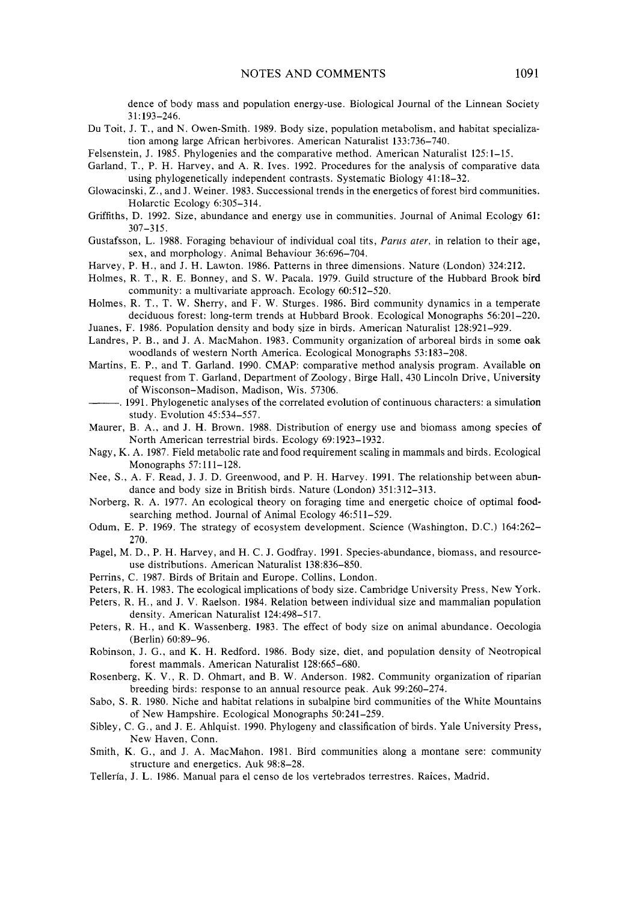dence of body mass and population energy-use. Biological Journal of the Linnean Society 31:193–246.

Du Toit, J. T., and N. Owen-Smith. 1989. Body size, population metabolism, and habitat specialization among large African herbivores. American Naturalist 133:736–740.

Felsenstein, J. 1985. Phylogenies and the comparative method. American Naturalist 125:1–15.

Garland, T., P. H. Harvey, and A. R. Ives. 1992. Procedures for the analysis of comparative data using phylogenetically independent contrasts. Systematic Biology 41:18–32.

Glowacinski, Z., and J. Weiner. 1983. Successional trends in the energetics of forest bird communities. Holarctic Ecology 6:305–314.

Griffiths, D. 1992. Size, abundance and energy use in communities. Journal of Animal Ecology 61: 307–315.

Gustafsson, L. 1988. Foraging behaviour of individual coal tits, *Parus ater*, in relation to their age, sex, and morphology. Animal Behaviour 36:696–704.

Harvey, P. H., and J. H. Lawton. 1986. Patterns in three dimensions. Nature (London) 324:212.

Holmes, R. T., R. E. Bonney, and S. W. Pacala. 1979. Guild structure of the Hubbard Brook bird community: a multivariate approach. Ecology 60:512–520.

Holmes, R. T., T. W. Sherry, and F. W. Sturges. 1986. Bird community dynamics in a temperate deciduous forest: long-term trends at Hubbard Brook. Ecological Monographs 56:201–220.

Juanes, F. 1986. Population density and body size in birds. American Naturalist 128:921–929.

Landres, P. B., and J. A. MacMahon. 1983. Community organization of arboreal birds in some oak woodlands of western North America. Ecological Monographs 53:183–208.

Martins, E. P., and T. Garland. 1990. CMAP: comparative method analysis program. Available on request from T. Garland, Department of Zoology, Birge Hall, 430 Lincoln Drive, University of Wisconsin–Madison, Madison, Wis. 57306.

———. 1991. Phylogenetic analyses of the correlated evolution of continuous characters: a simulation study. Evolution 45:534–557.

Maurer, B. A., and J. H. Brown. 1988. Distribution of energy use and biomass among species of North American terrestrial birds. Ecology 69:1923–1932.

Nagy, K. A. 1987. Field metabolic rate and food requirement scaling in mammals and birds. Ecological Monographs 57:111–128.

Nee, S., A. F. Read, J. J. D. Greenwood, and P. H. Harvey. 1991. The relationship between abundance and body size in British birds. Nature (London) 351:312–313.

Norberg, R. A. 1977. An ecological theory on foraging time and energetic choice of optimal food-searching method. Journal of Animal Ecology 46:511–529.

Odum, E. P. 1969. The strategy of ecosystem development. Science (Washington, D.C.) 164:262–270.

Pagel, M. D., P. H. Harvey, and H. C. J. Godfray. 1991. Species-abundance, biomass, and resource-use distributions. American Naturalist 138:836–850.

Perrins, C. 1987. Birds of Britain and Europe. Collins, London.

Peters, R. H. 1983. The ecological implications of body size. Cambridge University Press, New York.

Peters, R. H., and J. V. Raelson. 1984. Relation between individual size and mammalian population density. American Naturalist 124:498–517.

Peters, R. H., and K. Wassenberg. 1983. The effect of body size on animal abundance. Oecologia (Berlin) 60:89–96.

Robinson, J. G., and K. H. Redford. 1986. Body size, diet, and population density of Neotropical forest mammals. American Naturalist 128:665–680.

Rosenberg, K. V., R. D. Ohmart, and B. W. Anderson. 1982. Community organization of riparian breeding birds: response to an annual resource peak. Auk 99:260–274.

Sabo, S. R. 1980. Niche and habitat relations in subalpine bird communities of the White Mountains of New Hampshire. Ecological Monographs 50:241–259.

Sibley, C. G., and J. E. Ahlquist. 1990. Phylogeny and classification of birds. Yale University Press, New Haven, Conn.

Smith, K. G., and J. A. MacMahon. 1981. Bird communities along a montane sere: community structure and energetics. Auk 98:8–28.

Tellería, J. L. 1986. Manual para el censo de los vertebrados terrestres. Raices, Madrid.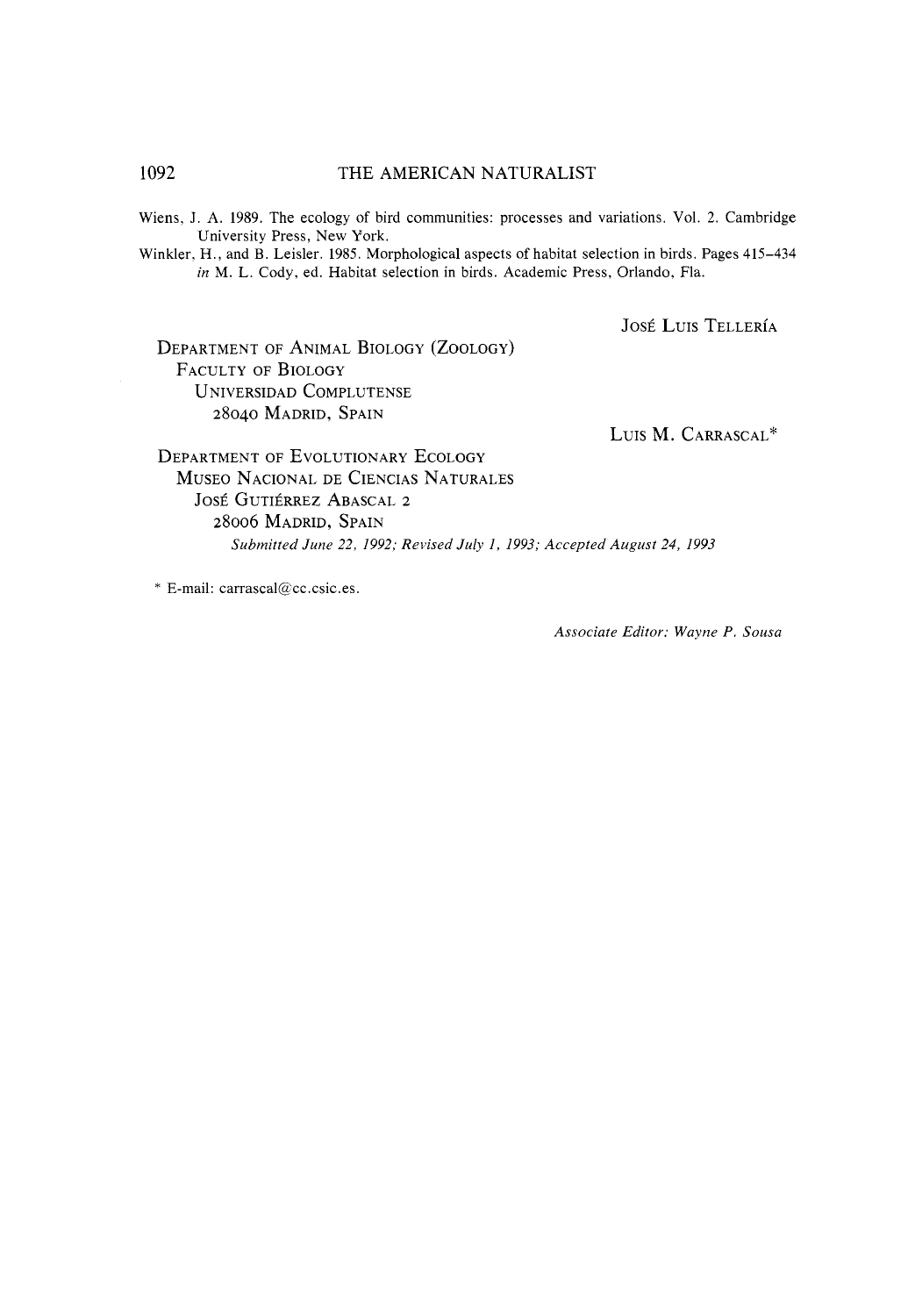Wiens, J. A. 1989. The ecology of bird communities: processes and variations. Vol. 2. Cambridge University Press, New York.

Winkler, H., and B. Leisler. 1985. Morphological aspects of habitat selection in birds. Pages 415–434 *in* M. L. Cody, ed. Habitat selection in birds. Academic Press, Orlando, Fla.

JOSÉ LUIS TELLERÍA

DEPARTMENT OF ANIMAL BIOLOGY (ZOOLOGY)
FACULTY OF BIOLOGY
UNIVERSIDAD COMPLUTENSE
28040 MADRID, SPAIN

LUIS M. CARRASCAL*

DEPARTMENT OF EVOLUTIONARY ECOLOGY
MUSEO NACIONAL DE CIENCIAS NATURALES
JOSÉ GUTIÉRREZ ABASCAL 2
28006 MADRID, SPAIN

*Submitted June 22, 1992; Revised July 1, 1993; Accepted August 24, 1993*

\* E-mail: carrascal@cc.csic.es.

*Associate Editor: Wayne P. Sousa*